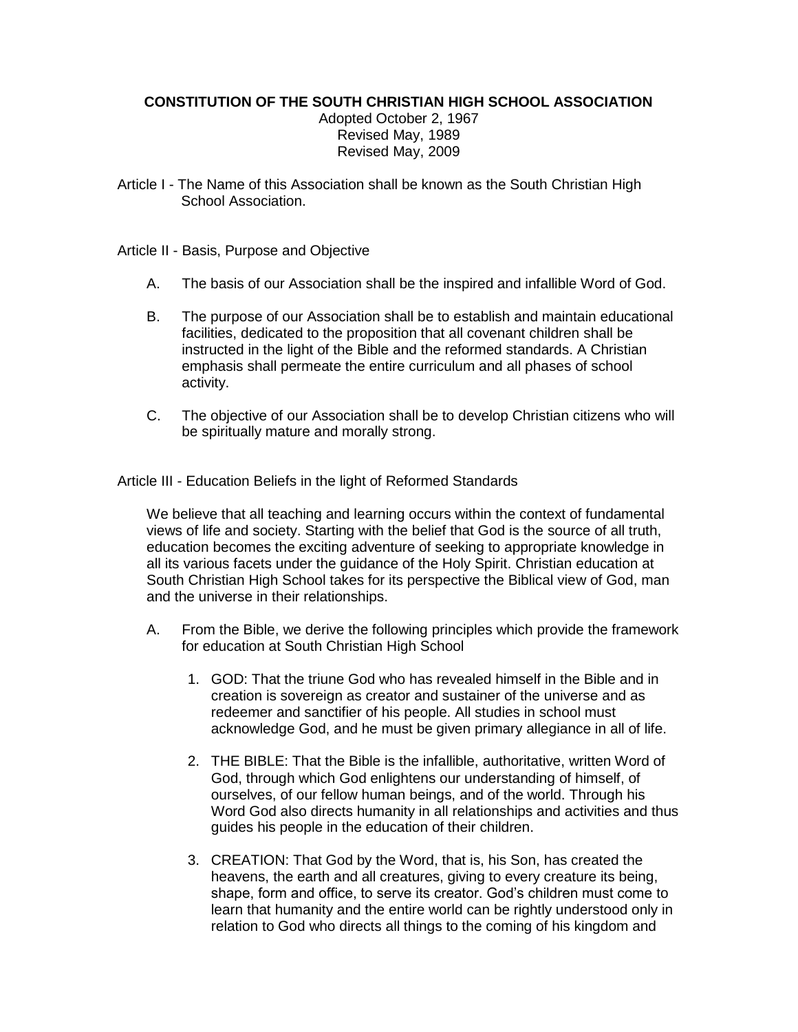# CONSTITUTION OF THE SOUTH CHRISTIAN HIGH SCHOOL ASSOCIATION

Adopted October 2, 1967
Revised May, 1989
Revised May, 2009

Article I - The Name of this Association shall be known as the South Christian High School Association.

Article II - Basis, Purpose and Objective

A. The basis of our Association shall be the inspired and infallible Word of God.

B. The purpose of our Association shall be to establish and maintain educational facilities, dedicated to the proposition that all covenant children shall be instructed in the light of the Bible and the reformed standards. A Christian emphasis shall permeate the entire curriculum and all phases of school activity.

C. The objective of our Association shall be to develop Christian citizens who will be spiritually mature and morally strong.

Article III - Education Beliefs in the light of Reformed Standards

We believe that all teaching and learning occurs within the context of fundamental views of life and society. Starting with the belief that God is the source of all truth, education becomes the exciting adventure of seeking to appropriate knowledge in all its various facets under the guidance of the Holy Spirit. Christian education at South Christian High School takes for its perspective the Biblical view of God, man and the universe in their relationships.

A. From the Bible, we derive the following principles which provide the framework for education at South Christian High School

1. GOD: That the triune God who has revealed himself in the Bible and in creation is sovereign as creator and sustainer of the universe and as redeemer and sanctifier of his people. All studies in school must acknowledge God, and he must be given primary allegiance in all of life.

2. THE BIBLE: That the Bible is the infallible, authoritative, written Word of God, through which God enlightens our understanding of himself, of ourselves, of our fellow human beings, and of the world. Through his Word God also directs humanity in all relationships and activities and thus guides his people in the education of their children.

3. CREATION: That God by the Word, that is, his Son, has created the heavens, the earth and all creatures, giving to every creature its being, shape, form and office, to serve its creator. God's children must come to learn that humanity and the entire world can be rightly understood only in relation to God who directs all things to the coming of his kingdom and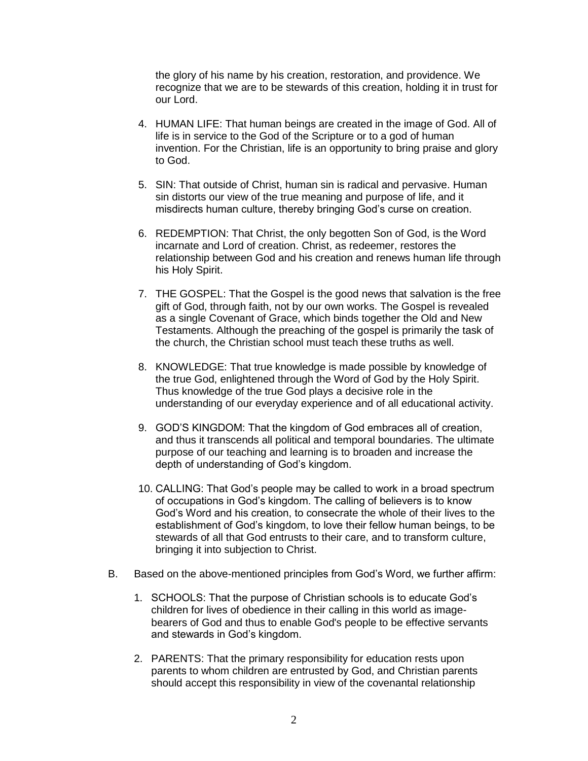the glory of his name by his creation, restoration, and providence. We recognize that we are to be stewards of this creation, holding it in trust for our Lord.

4. HUMAN LIFE: That human beings are created in the image of God. All of life is in service to the God of the Scripture or to a god of human invention. For the Christian, life is an opportunity to bring praise and glory to God.

5. SIN: That outside of Christ, human sin is radical and pervasive. Human sin distorts our view of the true meaning and purpose of life, and it misdirects human culture, thereby bringing God's curse on creation.

6. REDEMPTION: That Christ, the only begotten Son of God, is the Word incarnate and Lord of creation. Christ, as redeemer, restores the relationship between God and his creation and renews human life through his Holy Spirit.

7. THE GOSPEL: That the Gospel is the good news that salvation is the free gift of God, through faith, not by our own works. The Gospel is revealed as a single Covenant of Grace, which binds together the Old and New Testaments. Although the preaching of the gospel is primarily the task of the church, the Christian school must teach these truths as well.

8. KNOWLEDGE: That true knowledge is made possible by knowledge of the true God, enlightened through the Word of God by the Holy Spirit. Thus knowledge of the true God plays a decisive role in the understanding of our everyday experience and of all educational activity.

9. GOD'S KINGDOM: That the kingdom of God embraces all of creation, and thus it transcends all political and temporal boundaries. The ultimate purpose of our teaching and learning is to broaden and increase the depth of understanding of God's kingdom.

10. CALLING: That God's people may be called to work in a broad spectrum of occupations in God's kingdom. The calling of believers is to know God's Word and his creation, to consecrate the whole of their lives to the establishment of God's kingdom, to love their fellow human beings, to be stewards of all that God entrusts to their care, and to transform culture, bringing it into subjection to Christ.

B. Based on the above-mentioned principles from God's Word, we further affirm:

1. SCHOOLS: That the purpose of Christian schools is to educate God's children for lives of obedience in their calling in this world as image-bearers of God and thus to enable God's people to be effective servants and stewards in God's kingdom.

2. PARENTS: That the primary responsibility for education rests upon parents to whom children are entrusted by God, and Christian parents should accept this responsibility in view of the covenantal relationship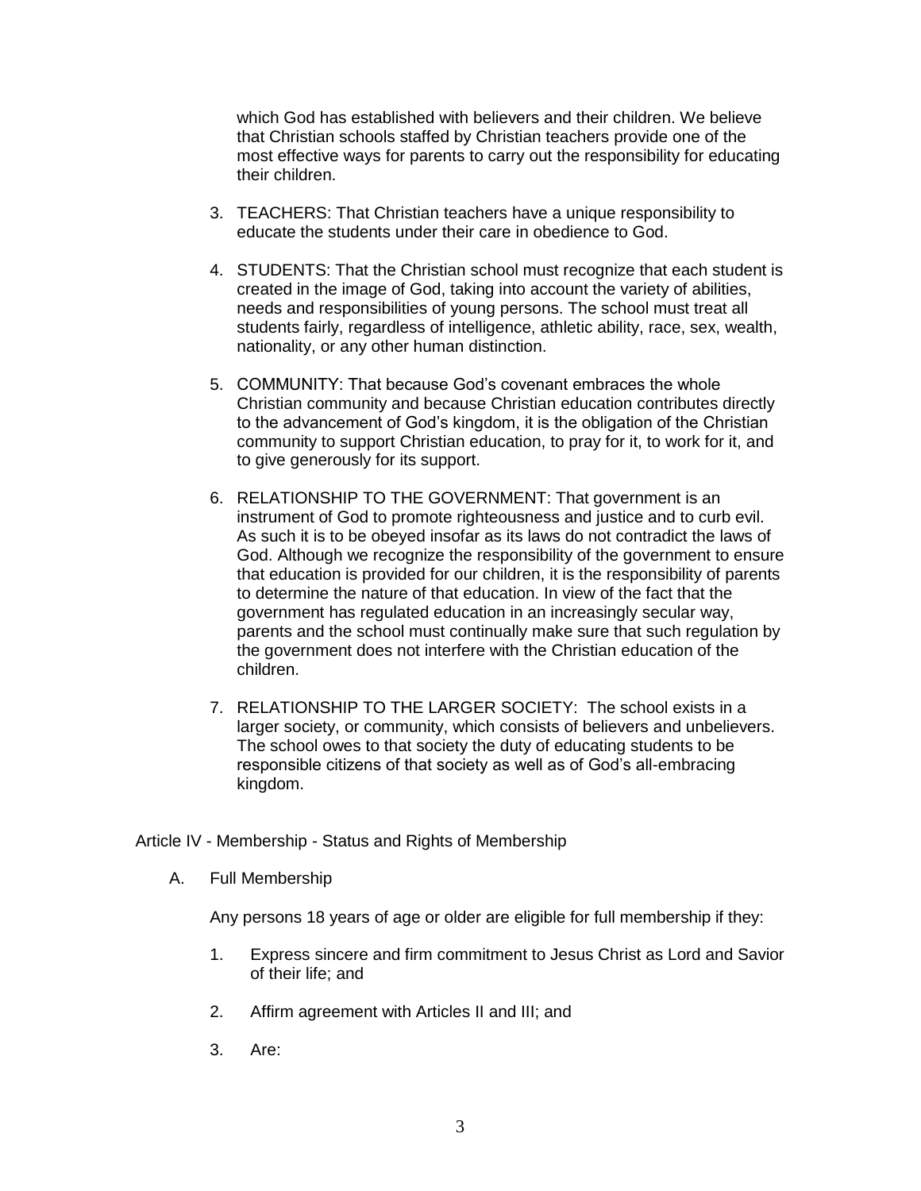which God has established with believers and their children. We believe that Christian schools staffed by Christian teachers provide one of the most effective ways for parents to carry out the responsibility for educating their children.

3. TEACHERS: That Christian teachers have a unique responsibility to educate the students under their care in obedience to God.

4. STUDENTS: That the Christian school must recognize that each student is created in the image of God, taking into account the variety of abilities, needs and responsibilities of young persons. The school must treat all students fairly, regardless of intelligence, athletic ability, race, sex, wealth, nationality, or any other human distinction.

5. COMMUNITY: That because God's covenant embraces the whole Christian community and because Christian education contributes directly to the advancement of God's kingdom, it is the obligation of the Christian community to support Christian education, to pray for it, to work for it, and to give generously for its support.

6. RELATIONSHIP TO THE GOVERNMENT: That government is an instrument of God to promote righteousness and justice and to curb evil. As such it is to be obeyed insofar as its laws do not contradict the laws of God. Although we recognize the responsibility of the government to ensure that education is provided for our children, it is the responsibility of parents to determine the nature of that education. In view of the fact that the government has regulated education in an increasingly secular way, parents and the school must continually make sure that such regulation by the government does not interfere with the Christian education of the children.

7. RELATIONSHIP TO THE LARGER SOCIETY: The school exists in a larger society, or community, which consists of believers and unbelievers. The school owes to that society the duty of educating students to be responsible citizens of that society as well as of God's all-embracing kingdom.

## Article IV - Membership - Status and Rights of Membership

A. Full Membership

Any persons 18 years of age or older are eligible for full membership if they:

1. Express sincere and firm commitment to Jesus Christ as Lord and Savior of their life; and

2. Affirm agreement with Articles II and III; and

3. Are: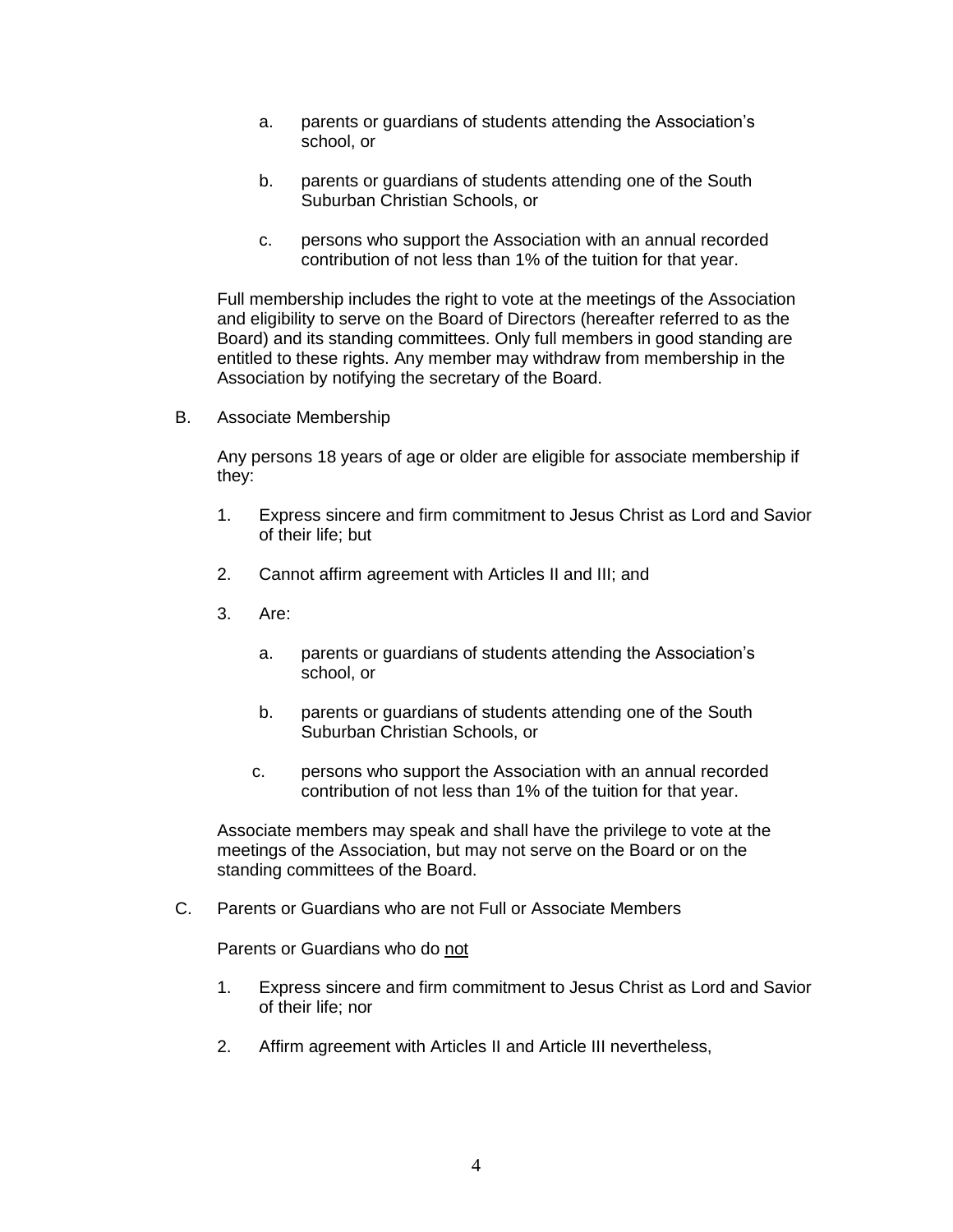a. parents or guardians of students attending the Association's school, or

b. parents or guardians of students attending one of the South Suburban Christian Schools, or

c. persons who support the Association with an annual recorded contribution of not less than 1% of the tuition for that year.

Full membership includes the right to vote at the meetings of the Association and eligibility to serve on the Board of Directors (hereafter referred to as the Board) and its standing committees. Only full members in good standing are entitled to these rights. Any member may withdraw from membership in the Association by notifying the secretary of the Board.

B. Associate Membership

Any persons 18 years of age or older are eligible for associate membership if they:

1. Express sincere and firm commitment to Jesus Christ as Lord and Savior of their life; but

2. Cannot affirm agreement with Articles II and III; and

3. Are:

   a. parents or guardians of students attending the Association's school, or

   b. parents or guardians of students attending one of the South Suburban Christian Schools, or

   c. persons who support the Association with an annual recorded contribution of not less than 1% of the tuition for that year.

Associate members may speak and shall have the privilege to vote at the meetings of the Association, but may not serve on the Board or on the standing committees of the Board.

C. Parents or Guardians who are not Full or Associate Members

Parents or Guardians who do <u>not</u>

1. Express sincere and firm commitment to Jesus Christ as Lord and Savior of their life; nor

2. Affirm agreement with Articles II and Article III nevertheless,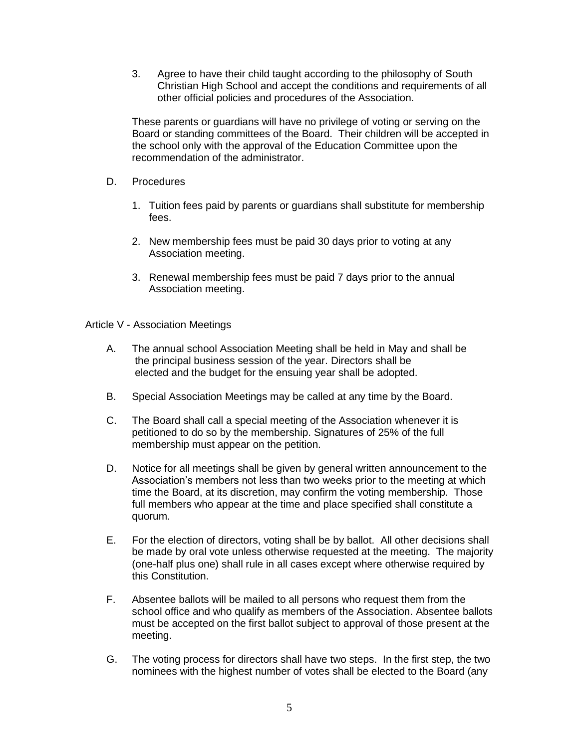3. Agree to have their child taught according to the philosophy of South Christian High School and accept the conditions and requirements of all other official policies and procedures of the Association.

These parents or guardians will have no privilege of voting or serving on the Board or standing committees of the Board. Their children will be accepted in the school only with the approval of the Education Committee upon the recommendation of the administrator.

D. Procedures

1. Tuition fees paid by parents or guardians shall substitute for membership fees.

2. New membership fees must be paid 30 days prior to voting at any Association meeting.

3. Renewal membership fees must be paid 7 days prior to the annual Association meeting.

Article V - Association Meetings

A. The annual school Association Meeting shall be held in May and shall be the principal business session of the year. Directors shall be elected and the budget for the ensuing year shall be adopted.

B. Special Association Meetings may be called at any time by the Board.

C. The Board shall call a special meeting of the Association whenever it is petitioned to do so by the membership. Signatures of 25% of the full membership must appear on the petition.

D. Notice for all meetings shall be given by general written announcement to the Association's members not less than two weeks prior to the meeting at which time the Board, at its discretion, may confirm the voting membership. Those full members who appear at the time and place specified shall constitute a quorum.

E. For the election of directors, voting shall be by ballot. All other decisions shall be made by oral vote unless otherwise requested at the meeting. The majority (one-half plus one) shall rule in all cases except where otherwise required by this Constitution.

F. Absentee ballots will be mailed to all persons who request them from the school office and who qualify as members of the Association. Absentee ballots must be accepted on the first ballot subject to approval of those present at the meeting.

G. The voting process for directors shall have two steps. In the first step, the two nominees with the highest number of votes shall be elected to the Board (any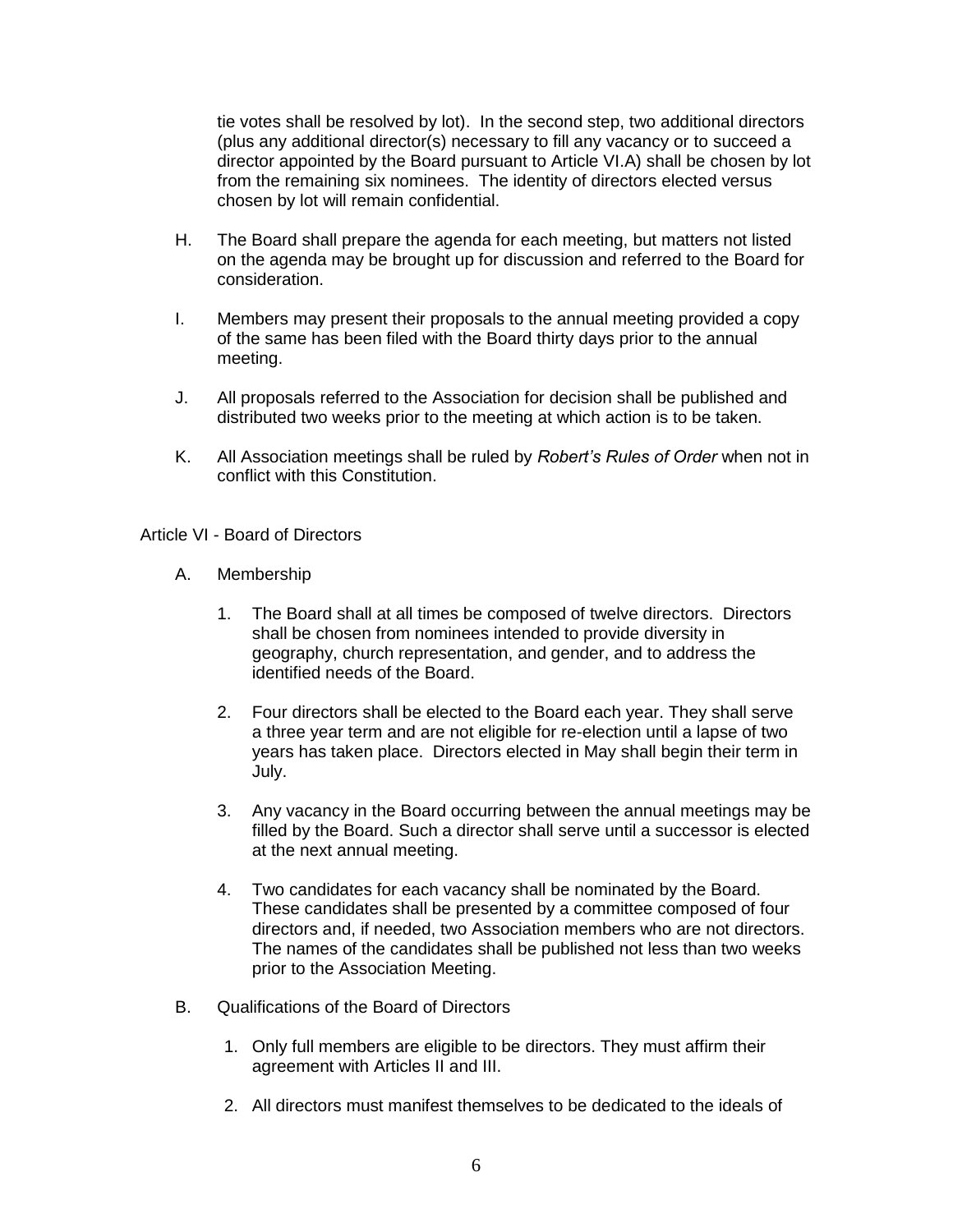tie votes shall be resolved by lot). In the second step, two additional directors (plus any additional director(s) necessary to fill any vacancy or to succeed a director appointed by the Board pursuant to Article VI.A) shall be chosen by lot from the remaining six nominees. The identity of directors elected versus chosen by lot will remain confidential.

H. The Board shall prepare the agenda for each meeting, but matters not listed on the agenda may be brought up for discussion and referred to the Board for consideration.

I. Members may present their proposals to the annual meeting provided a copy of the same has been filed with the Board thirty days prior to the annual meeting.

J. All proposals referred to the Association for decision shall be published and distributed two weeks prior to the meeting at which action is to be taken.

K. All Association meetings shall be ruled by *Robert's Rules of Order* when not in conflict with this Constitution.

## Article VI - Board of Directors

A. Membership

1. The Board shall at all times be composed of twelve directors. Directors shall be chosen from nominees intended to provide diversity in geography, church representation, and gender, and to address the identified needs of the Board.

2. Four directors shall be elected to the Board each year. They shall serve a three year term and are not eligible for re-election until a lapse of two years has taken place. Directors elected in May shall begin their term in July.

3. Any vacancy in the Board occurring between the annual meetings may be filled by the Board. Such a director shall serve until a successor is elected at the next annual meeting.

4. Two candidates for each vacancy shall be nominated by the Board. These candidates shall be presented by a committee composed of four directors and, if needed, two Association members who are not directors. The names of the candidates shall be published not less than two weeks prior to the Association Meeting.

B. Qualifications of the Board of Directors

1. Only full members are eligible to be directors. They must affirm their agreement with Articles II and III.

2. All directors must manifest themselves to be dedicated to the ideals of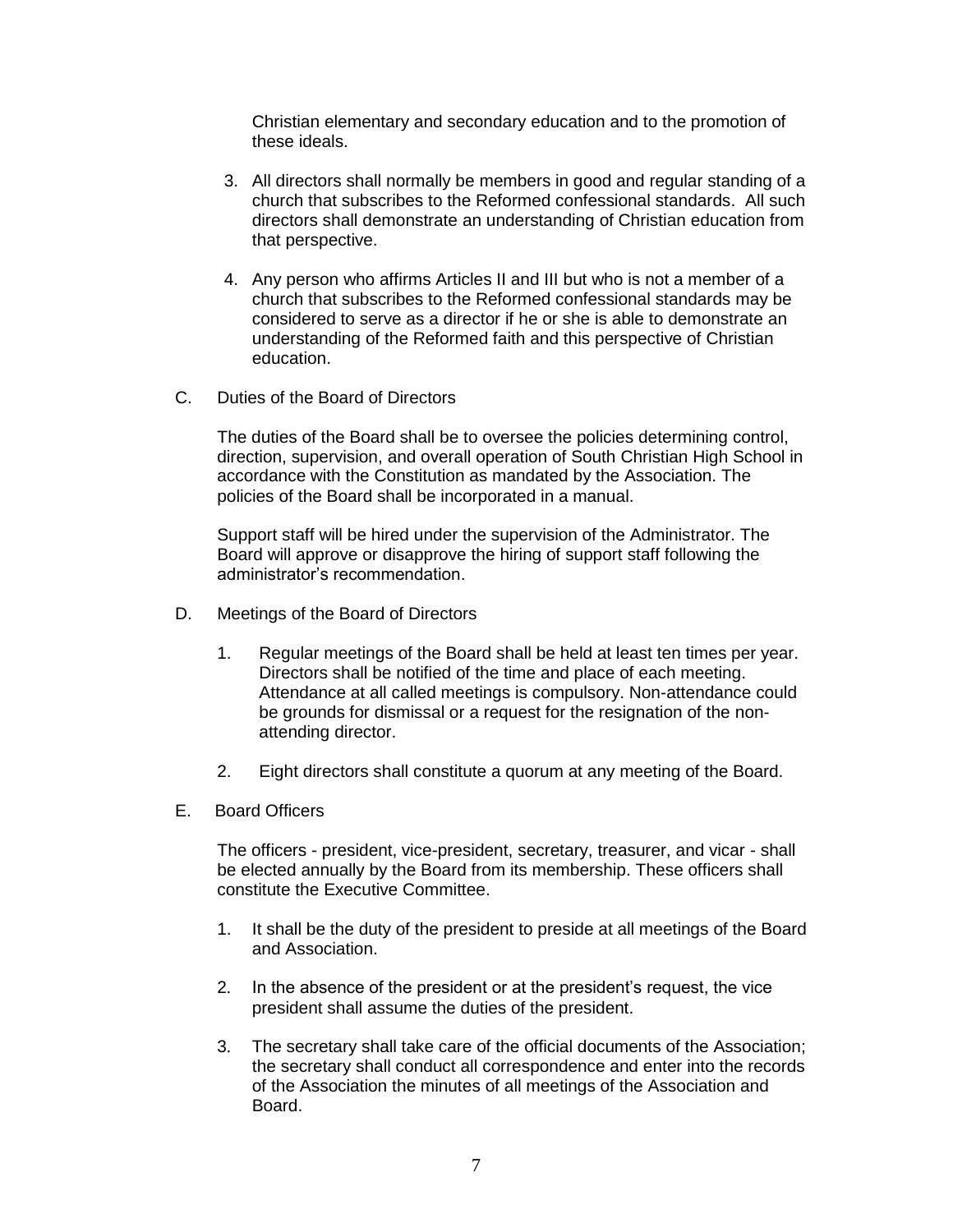Christian elementary and secondary education and to the promotion of these ideals.

3. All directors shall normally be members in good and regular standing of a church that subscribes to the Reformed confessional standards. All such directors shall demonstrate an understanding of Christian education from that perspective.

4. Any person who affirms Articles II and III but who is not a member of a church that subscribes to the Reformed confessional standards may be considered to serve as a director if he or she is able to demonstrate an understanding of the Reformed faith and this perspective of Christian education.

C. Duties of the Board of Directors

The duties of the Board shall be to oversee the policies determining control, direction, supervision, and overall operation of South Christian High School in accordance with the Constitution as mandated by the Association. The policies of the Board shall be incorporated in a manual.

Support staff will be hired under the supervision of the Administrator. The Board will approve or disapprove the hiring of support staff following the administrator's recommendation.

D. Meetings of the Board of Directors

1. Regular meetings of the Board shall be held at least ten times per year. Directors shall be notified of the time and place of each meeting. Attendance at all called meetings is compulsory. Non-attendance could be grounds for dismissal or a request for the resignation of the non-attending director.

2. Eight directors shall constitute a quorum at any meeting of the Board.

E. Board Officers

The officers - president, vice-president, secretary, treasurer, and vicar - shall be elected annually by the Board from its membership. These officers shall constitute the Executive Committee.

1. It shall be the duty of the president to preside at all meetings of the Board and Association.

2. In the absence of the president or at the president's request, the vice president shall assume the duties of the president.

3. The secretary shall take care of the official documents of the Association; the secretary shall conduct all correspondence and enter into the records of the Association the minutes of all meetings of the Association and Board.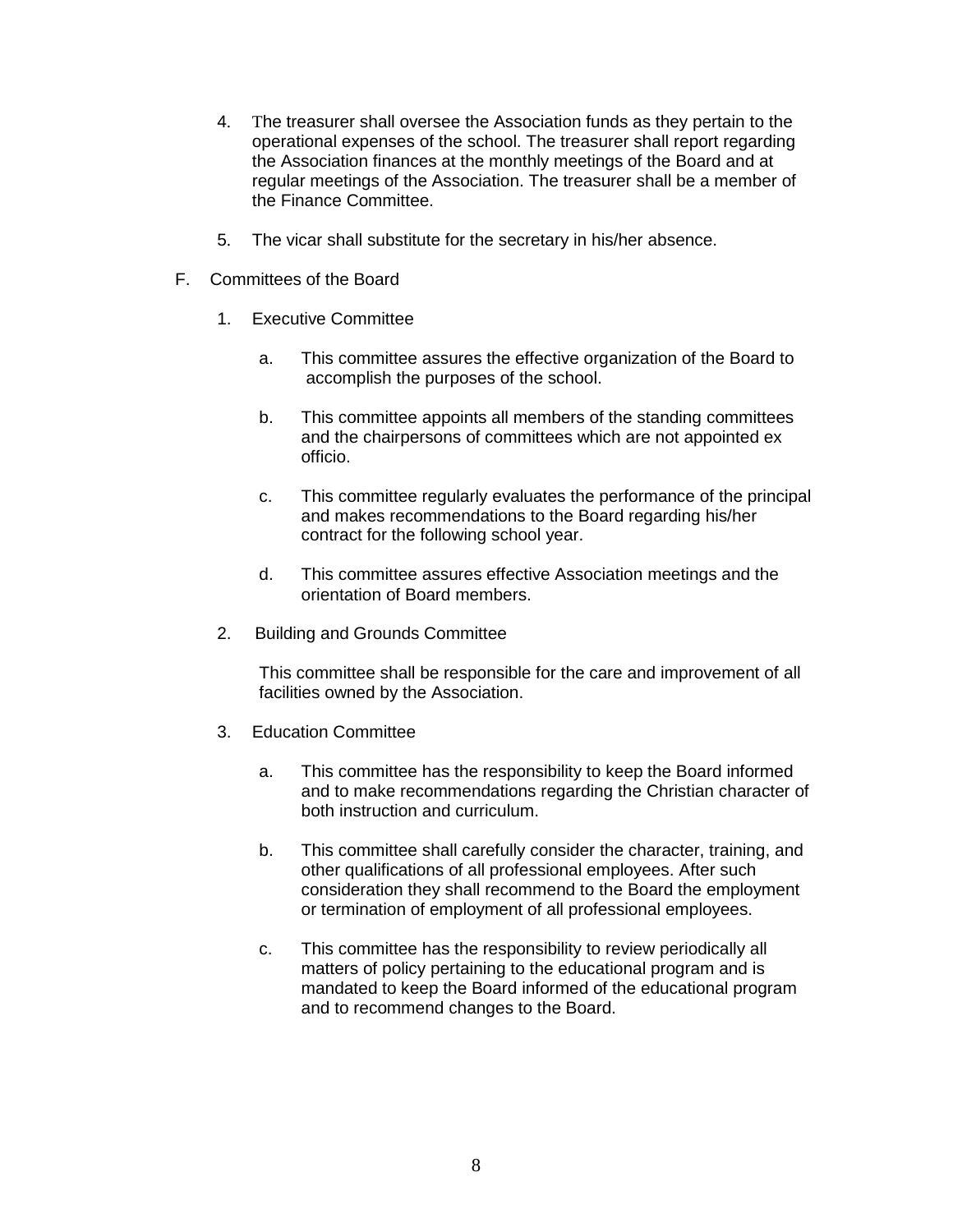4. The treasurer shall oversee the Association funds as they pertain to the operational expenses of the school. The treasurer shall report regarding the Association finances at the monthly meetings of the Board and at regular meetings of the Association. The treasurer shall be a member of the Finance Committee.

5. The vicar shall substitute for the secretary in his/her absence.

F. Committees of the Board

1. Executive Committee

   a. This committee assures the effective organization of the Board to accomplish the purposes of the school.

   b. This committee appoints all members of the standing committees and the chairpersons of committees which are not appointed ex officio.

   c. This committee regularly evaluates the performance of the principal and makes recommendations to the Board regarding his/her contract for the following school year.

   d. This committee assures effective Association meetings and the orientation of Board members.

2. Building and Grounds Committee

   This committee shall be responsible for the care and improvement of all facilities owned by the Association.

3. Education Committee

   a. This committee has the responsibility to keep the Board informed and to make recommendations regarding the Christian character of both instruction and curriculum.

   b. This committee shall carefully consider the character, training, and other qualifications of all professional employees. After such consideration they shall recommend to the Board the employment or termination of employment of all professional employees.

   c. This committee has the responsibility to review periodically all matters of policy pertaining to the educational program and is mandated to keep the Board informed of the educational program and to recommend changes to the Board.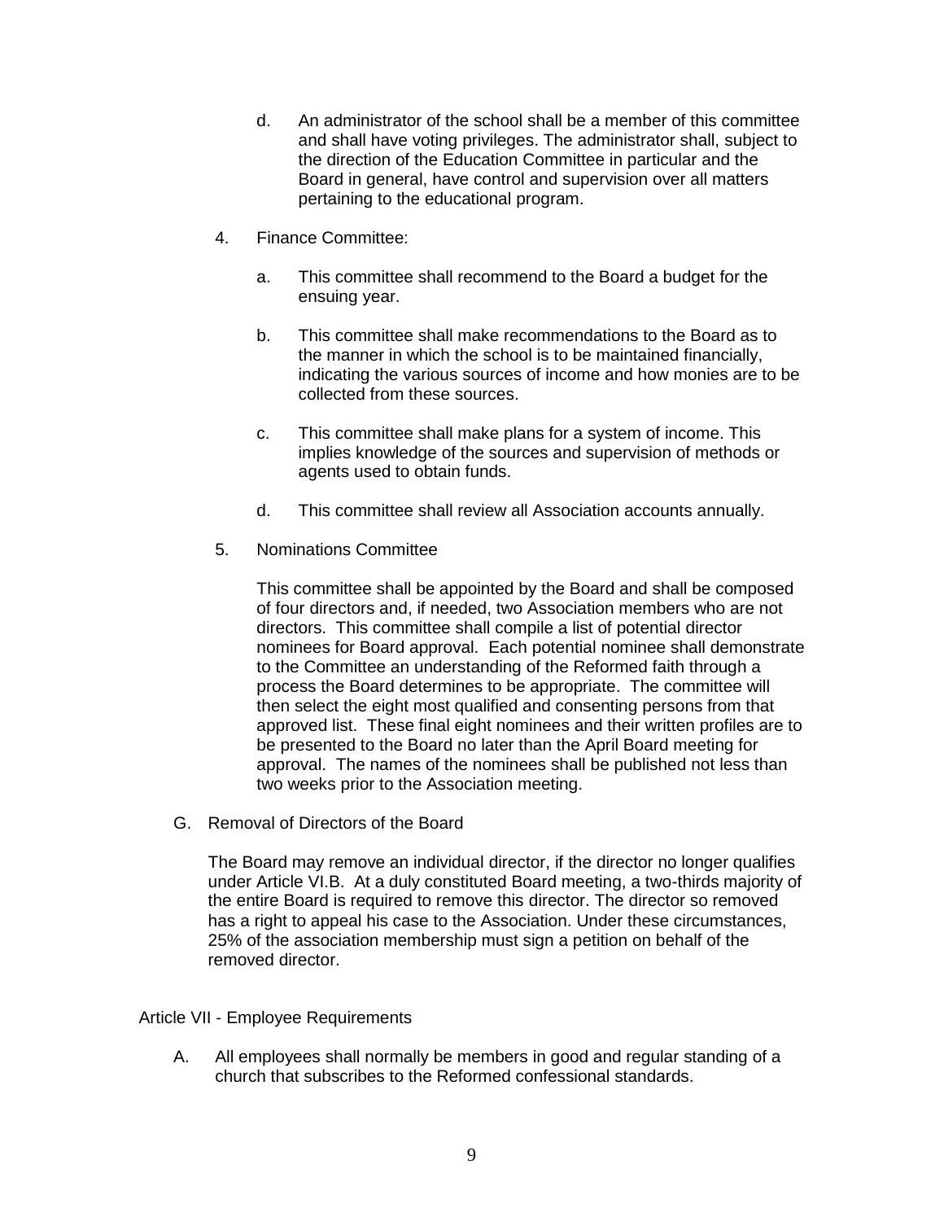d. An administrator of the school shall be a member of this committee and shall have voting privileges. The administrator shall, subject to the direction of the Education Committee in particular and the Board in general, have control and supervision over all matters pertaining to the educational program.

4. Finance Committee:

   a. This committee shall recommend to the Board a budget for the ensuing year.

   b. This committee shall make recommendations to the Board as to the manner in which the school is to be maintained financially, indicating the various sources of income and how monies are to be collected from these sources.

   c. This committee shall make plans for a system of income. This implies knowledge of the sources and supervision of methods or agents used to obtain funds.

   d. This committee shall review all Association accounts annually.

5. Nominations Committee

   This committee shall be appointed by the Board and shall be composed of four directors and, if needed, two Association members who are not directors. This committee shall compile a list of potential director nominees for Board approval. Each potential nominee shall demonstrate to the Committee an understanding of the Reformed faith through a process the Board determines to be appropriate. The committee will then select the eight most qualified and consenting persons from that approved list. These final eight nominees and their written profiles are to be presented to the Board no later than the April Board meeting for approval. The names of the nominees shall be published not less than two weeks prior to the Association meeting.

G. Removal of Directors of the Board

The Board may remove an individual director, if the director no longer qualifies under Article VI.B. At a duly constituted Board meeting, a two-thirds majority of the entire Board is required to remove this director. The director so removed has a right to appeal his case to the Association. Under these circumstances, 25% of the association membership must sign a petition on behalf of the removed director.

## Article VII - Employee Requirements

A. All employees shall normally be members in good and regular standing of a church that subscribes to the Reformed confessional standards.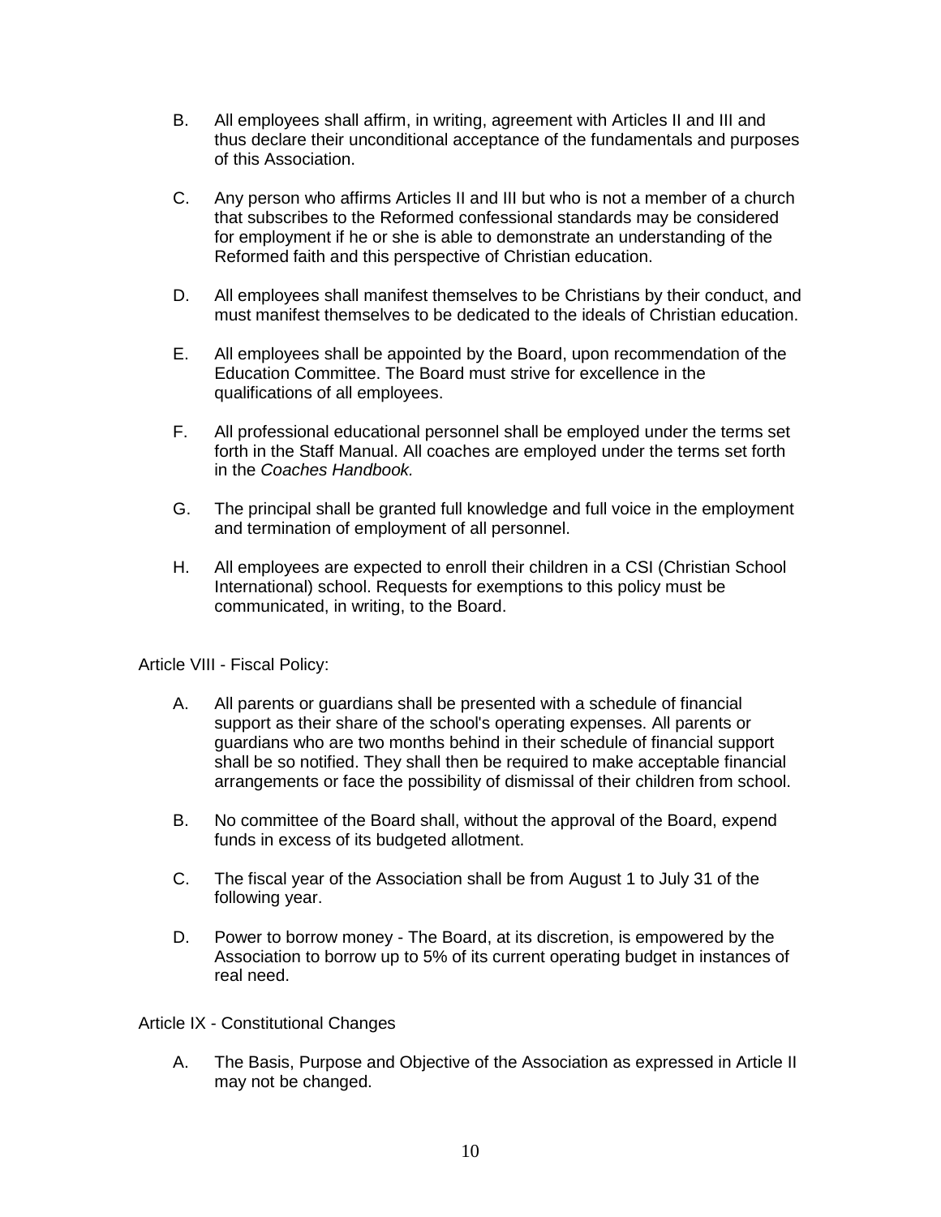B. All employees shall affirm, in writing, agreement with Articles II and III and thus declare their unconditional acceptance of the fundamentals and purposes of this Association.

C. Any person who affirms Articles II and III but who is not a member of a church that subscribes to the Reformed confessional standards may be considered for employment if he or she is able to demonstrate an understanding of the Reformed faith and this perspective of Christian education.

D. All employees shall manifest themselves to be Christians by their conduct, and must manifest themselves to be dedicated to the ideals of Christian education.

E. All employees shall be appointed by the Board, upon recommendation of the Education Committee. The Board must strive for excellence in the qualifications of all employees.

F. All professional educational personnel shall be employed under the terms set forth in the Staff Manual. All coaches are employed under the terms set forth in the *Coaches Handbook.*

G. The principal shall be granted full knowledge and full voice in the employment and termination of employment of all personnel.

H. All employees are expected to enroll their children in a CSI (Christian School International) school. Requests for exemptions to this policy must be communicated, in writing, to the Board.

Article VIII - Fiscal Policy:

A. All parents or guardians shall be presented with a schedule of financial support as their share of the school's operating expenses. All parents or guardians who are two months behind in their schedule of financial support shall be so notified. They shall then be required to make acceptable financial arrangements or face the possibility of dismissal of their children from school.

B. No committee of the Board shall, without the approval of the Board, expend funds in excess of its budgeted allotment.

C. The fiscal year of the Association shall be from August 1 to July 31 of the following year.

D. Power to borrow money - The Board, at its discretion, is empowered by the Association to borrow up to 5% of its current operating budget in instances of real need.

Article IX - Constitutional Changes

A. The Basis, Purpose and Objective of the Association as expressed in Article II may not be changed.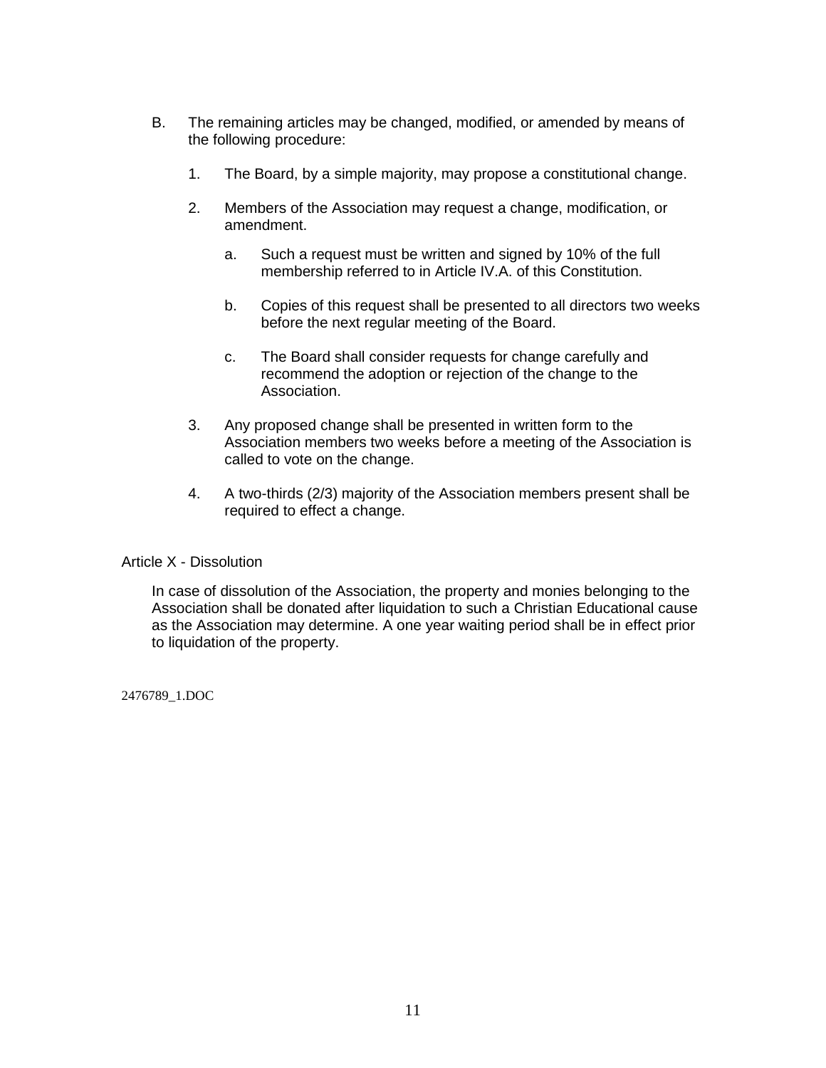B. The remaining articles may be changed, modified, or amended by means of the following procedure:

1. The Board, by a simple majority, may propose a constitutional change.

2. Members of the Association may request a change, modification, or amendment.

   a. Such a request must be written and signed by 10% of the full membership referred to in Article IV.A. of this Constitution.

   b. Copies of this request shall be presented to all directors two weeks before the next regular meeting of the Board.

   c. The Board shall consider requests for change carefully and recommend the adoption or rejection of the change to the Association.

3. Any proposed change shall be presented in written form to the Association members two weeks before a meeting of the Association is called to vote on the change.

4. A two-thirds (2/3) majority of the Association members present shall be required to effect a change.

## Article X - Dissolution

In case of dissolution of the Association, the property and monies belonging to the Association shall be donated after liquidation to such a Christian Educational cause as the Association may determine. A one year waiting period shall be in effect prior to liquidation of the property.

2476789_1.DOC